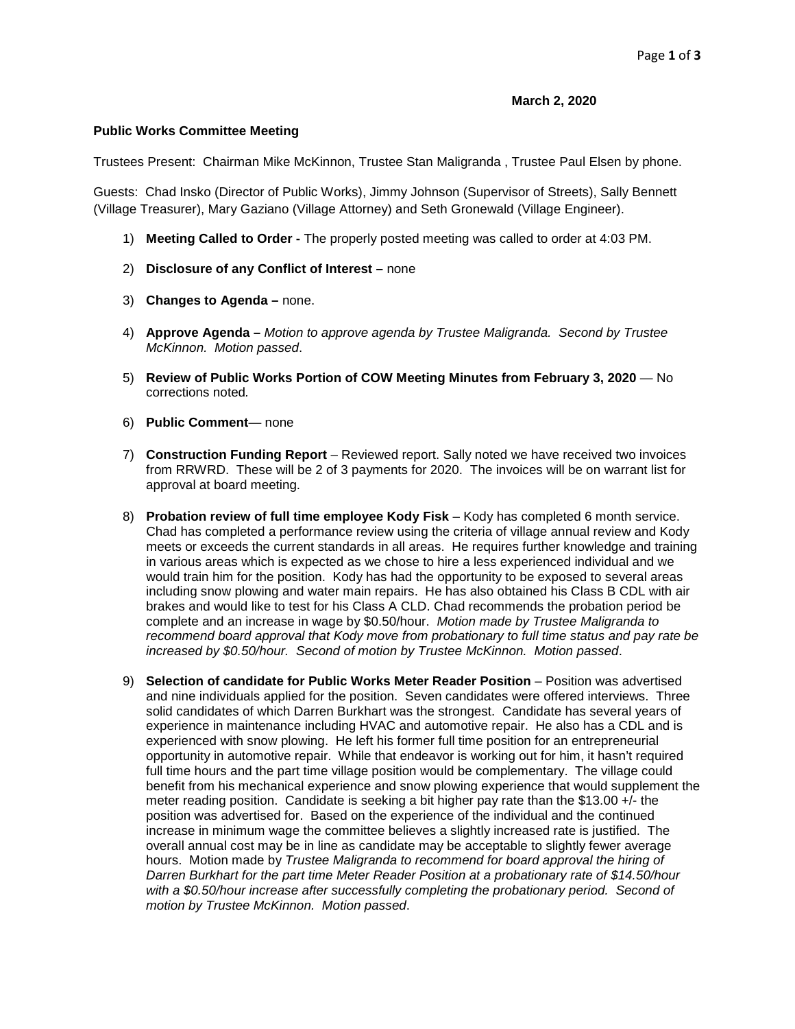**March 2, 2020**

**Public Works Committee Meeting**

Trustees Present: Chairman Mike McKinnon, Trustee Stan Maligranda , Trustee Paul Elsen by phone.

Guests: Chad Insko (Director of Public Works), Jimmy Johnson (Supervisor of Streets), Sally Bennett (Village Treasurer), Mary Gaziano (Village Attorney) and Seth Gronewald (Village Engineer).

1) **Meeting Called to Order -** The properly posted meeting was called to order at 4:03 PM.

2) **Disclosure of any Conflict of Interest –** none

3) **Changes to Agenda –** none.

4) **Approve Agenda –** *Motion to approve agenda by Trustee Maligranda. Second by Trustee McKinnon. Motion passed*.

5) **Review of Public Works Portion of COW Meeting Minutes from February 3, 2020** — No corrections noted*.*

6) **Public Comment**— none

7) **Construction Funding Report** – Reviewed report. Sally noted we have received two invoices from RRWRD. These will be 2 of 3 payments for 2020. The invoices will be on warrant list for approval at board meeting.

8) **Probation review of full time employee Kody Fisk** – Kody has completed 6 month service. Chad has completed a performance review using the criteria of village annual review and Kody meets or exceeds the current standards in all areas. He requires further knowledge and training in various areas which is expected as we chose to hire a less experienced individual and we would train him for the position. Kody has had the opportunity to be exposed to several areas including snow plowing and water main repairs. He has also obtained his Class B CDL with air brakes and would like to test for his Class A CLD. Chad recommends the probation period be complete and an increase in wage by $0.50/hour. *Motion made by Trustee Maligranda to recommend board approval that Kody move from probationary to full time status and pay rate be increased by $0.50/hour. Second of motion by Trustee McKinnon. Motion passed*.

9) **Selection of candidate for Public Works Meter Reader Position** – Position was advertised and nine individuals applied for the position. Seven candidates were offered interviews. Three solid candidates of which Darren Burkhart was the strongest. Candidate has several years of experience in maintenance including HVAC and automotive repair. He also has a CDL and is experienced with snow plowing. He left his former full time position for an entrepreneurial opportunity in automotive repair. While that endeavor is working out for him, it hasn't required full time hours and the part time village position would be complementary. The village could benefit from his mechanical experience and snow plowing experience that would supplement the meter reading position. Candidate is seeking a bit higher pay rate than the $13.00 +/- the position was advertised for. Based on the experience of the individual and the continued increase in minimum wage the committee believes a slightly increased rate is justified. The overall annual cost may be in line as candidate may be acceptable to slightly fewer average hours. Motion made by *Trustee Maligranda to recommend for board approval the hiring of Darren Burkhart for the part time Meter Reader Position at a probationary rate of $14.50/hour with a $0.50/hour increase after successfully completing the probationary period. Second of motion by Trustee McKinnon. Motion passed*.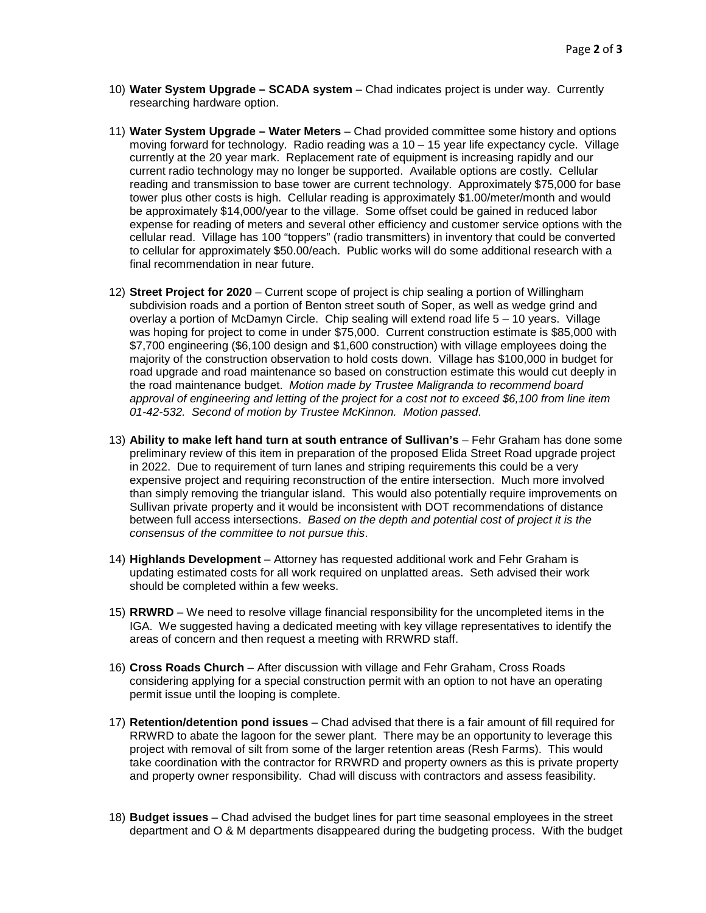10) **Water System Upgrade – SCADA system** – Chad indicates project is under way. Currently researching hardware option.

11) **Water System Upgrade – Water Meters** – Chad provided committee some history and options moving forward for technology. Radio reading was a 10 – 15 year life expectancy cycle. Village currently at the 20 year mark. Replacement rate of equipment is increasing rapidly and our current radio technology may no longer be supported. Available options are costly. Cellular reading and transmission to base tower are current technology. Approximately $75,000 for base tower plus other costs is high. Cellular reading is approximately $1.00/meter/month and would be approximately $14,000/year to the village. Some offset could be gained in reduced labor expense for reading of meters and several other efficiency and customer service options with the cellular read. Village has 100 "toppers" (radio transmitters) in inventory that could be converted to cellular for approximately $50.00/each. Public works will do some additional research with a final recommendation in near future.

12) **Street Project for 2020** – Current scope of project is chip sealing a portion of Willingham subdivision roads and a portion of Benton street south of Soper, as well as wedge grind and overlay a portion of McDamyn Circle. Chip sealing will extend road life 5 – 10 years. Village was hoping for project to come in under $75,000. Current construction estimate is $85,000 with $7,700 engineering ($6,100 design and $1,600 construction) with village employees doing the majority of the construction observation to hold costs down. Village has $100,000 in budget for road upgrade and road maintenance so based on construction estimate this would cut deeply in the road maintenance budget. *Motion made by Trustee Maligranda to recommend board approval of engineering and letting of the project for a cost not to exceed $6,100 from line item 01-42-532. Second of motion by Trustee McKinnon. Motion passed*.

13) **Ability to make left hand turn at south entrance of Sullivan's** – Fehr Graham has done some preliminary review of this item in preparation of the proposed Elida Street Road upgrade project in 2022. Due to requirement of turn lanes and striping requirements this could be a very expensive project and requiring reconstruction of the entire intersection. Much more involved than simply removing the triangular island. This would also potentially require improvements on Sullivan private property and it would be inconsistent with DOT recommendations of distance between full access intersections. *Based on the depth and potential cost of project it is the consensus of the committee to not pursue this*.

14) **Highlands Development** – Attorney has requested additional work and Fehr Graham is updating estimated costs for all work required on unplatted areas. Seth advised their work should be completed within a few weeks.

15) **RRWRD** – We need to resolve village financial responsibility for the uncompleted items in the IGA. We suggested having a dedicated meeting with key village representatives to identify the areas of concern and then request a meeting with RRWRD staff.

16) **Cross Roads Church** – After discussion with village and Fehr Graham, Cross Roads considering applying for a special construction permit with an option to not have an operating permit issue until the looping is complete.

17) **Retention/detention pond issues** – Chad advised that there is a fair amount of fill required for RRWRD to abate the lagoon for the sewer plant. There may be an opportunity to leverage this project with removal of silt from some of the larger retention areas (Resh Farms). This would take coordination with the contractor for RRWRD and property owners as this is private property and property owner responsibility. Chad will discuss with contractors and assess feasibility.

18) **Budget issues** – Chad advised the budget lines for part time seasonal employees in the street department and O & M departments disappeared during the budgeting process. With the budget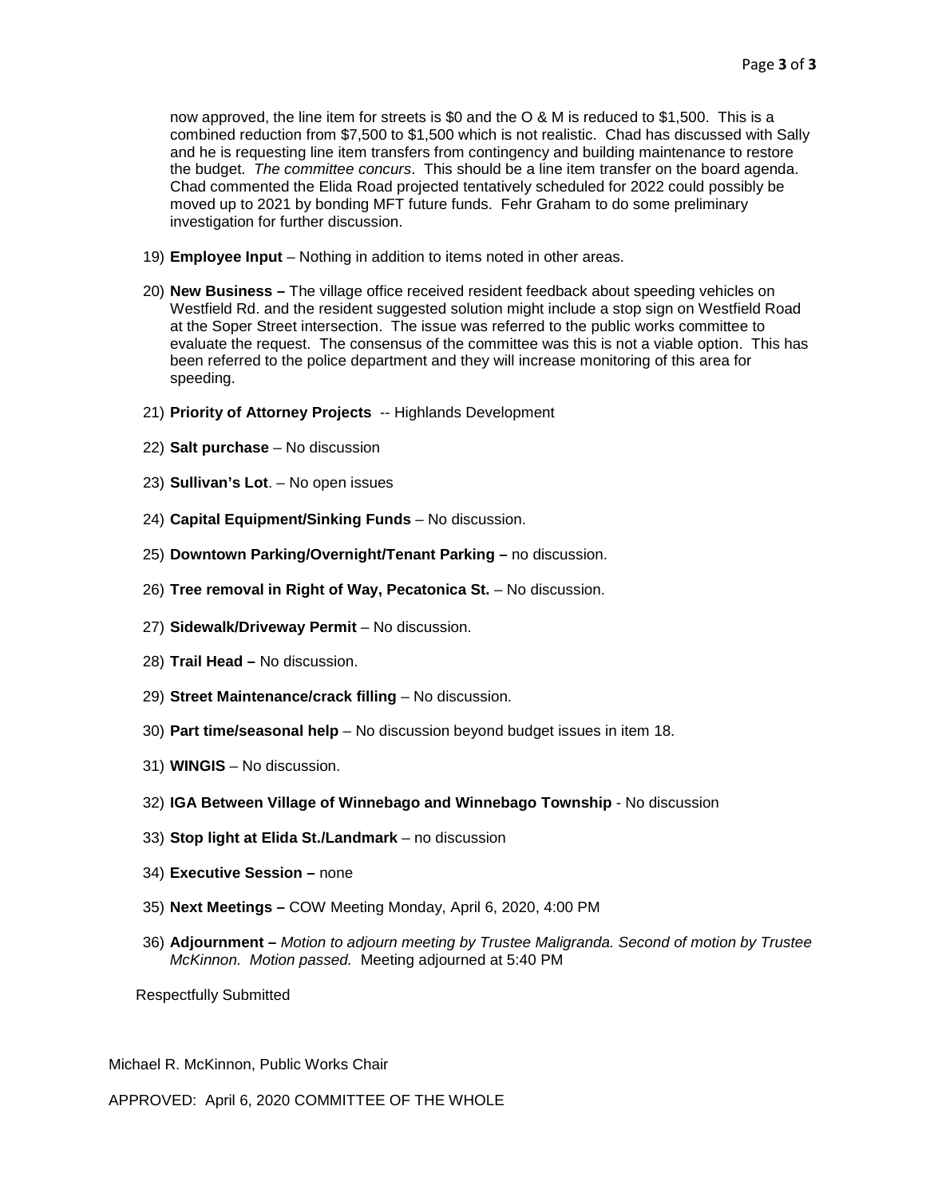now approved, the line item for streets is $0 and the O & M is reduced to $1,500. This is a combined reduction from $7,500 to $1,500 which is not realistic. Chad has discussed with Sally and he is requesting line item transfers from contingency and building maintenance to restore the budget. *The committee concurs*. This should be a line item transfer on the board agenda. Chad commented the Elida Road projected tentatively scheduled for 2022 could possibly be moved up to 2021 by bonding MFT future funds. Fehr Graham to do some preliminary investigation for further discussion.

19) **Employee Input** – Nothing in addition to items noted in other areas.

20) **New Business –** The village office received resident feedback about speeding vehicles on Westfield Rd. and the resident suggested solution might include a stop sign on Westfield Road at the Soper Street intersection. The issue was referred to the public works committee to evaluate the request. The consensus of the committee was this is not a viable option. This has been referred to the police department and they will increase monitoring of this area for speeding.

21) **Priority of Attorney Projects** -- Highlands Development

22) **Salt purchase** – No discussion

23) **Sullivan's Lot**. – No open issues

24) **Capital Equipment/Sinking Funds** – No discussion.

25) **Downtown Parking/Overnight/Tenant Parking –** no discussion.

26) **Tree removal in Right of Way, Pecatonica St.** – No discussion.

27) **Sidewalk/Driveway Permit** – No discussion.

28) **Trail Head –** No discussion.

29) **Street Maintenance/crack filling** – No discussion.

30) **Part time/seasonal help** – No discussion beyond budget issues in item 18.

31) **WINGIS** – No discussion.

32) **IGA Between Village of Winnebago and Winnebago Township** - No discussion

33) **Stop light at Elida St./Landmark** – no discussion

34) **Executive Session –** none

35) **Next Meetings –** COW Meeting Monday, April 6, 2020, 4:00 PM

36) **Adjournment –** *Motion to adjourn meeting by Trustee Maligranda. Second of motion by Trustee McKinnon. Motion passed.* Meeting adjourned at 5:40 PM

Respectfully Submitted

Michael R. McKinnon, Public Works Chair

APPROVED: April 6, 2020 COMMITTEE OF THE WHOLE